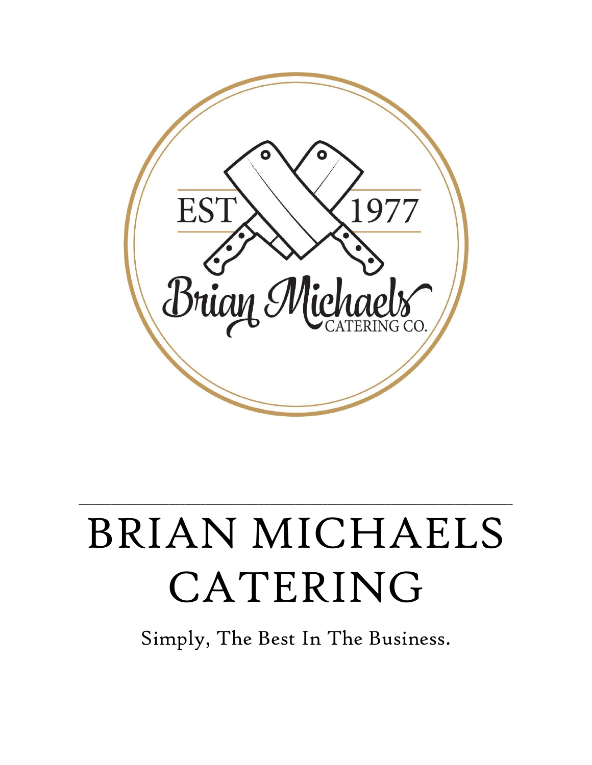EST 1977

Brian Michaels

CATERING CO.

---

# BRIAN MICHAELS CATERING

Simply, The Best In The Business.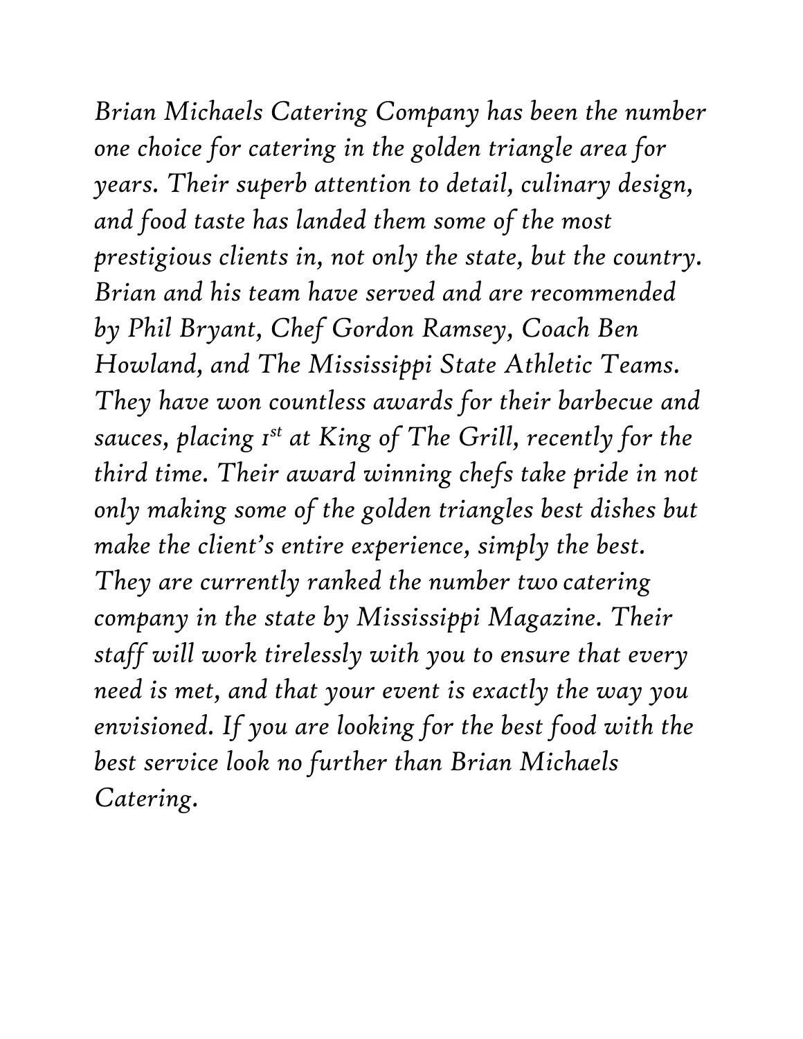*Brian Michaels Catering Company has been the number one choice for catering in the golden triangle area for years. Their superb attention to detail, culinary design, and food taste has landed them some of the most prestigious clients in, not only the state, but the country. Brian and his team have served and are recommended by Phil Bryant, Chef Gordon Ramsey, Coach Ben Howland, and The Mississippi State Athletic Teams. They have won countless awards for their barbecue and sauces, placing 1st at King of The Grill, recently for the third time. Their award winning chefs take pride in not only making some of the golden triangles best dishes but make the client's entire experience, simply the best. They are currently ranked the number two catering company in the state by Mississippi Magazine. Their staff will work tirelessly with you to ensure that every need is met, and that your event is exactly the way you envisioned. If you are looking for the best food with the best service look no further than Brian Michaels Catering.*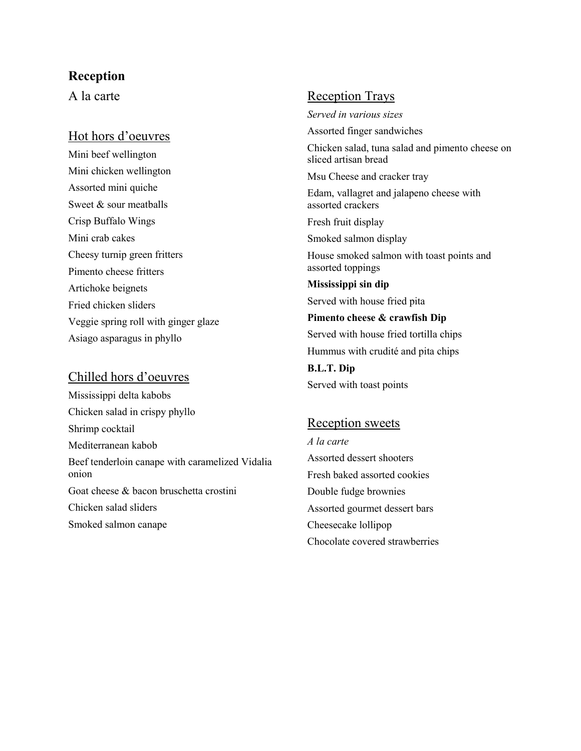# Reception

A la carte

## Hot hors d'oeuvres

Mini beef wellington

Mini chicken wellington

Assorted mini quiche

Sweet & sour meatballs

Crisp Buffalo Wings

Mini crab cakes

Cheesy turnip green fritters

Pimento cheese fritters

Artichoke beignets

Fried chicken sliders

Veggie spring roll with ginger glaze

Asiago asparagus in phyllo

## Chilled hors d'oeuvres

Mississippi delta kabobs

Chicken salad in crispy phyllo

Shrimp cocktail

Mediterranean kabob

Beef tenderloin canape with caramelized Vidalia onion

Goat cheese & bacon bruschetta crostini

Chicken salad sliders

Smoked salmon canape

## Reception Trays

*Served in various sizes*

Assorted finger sandwiches

Chicken salad, tuna salad and pimento cheese on sliced artisan bread

Msu Cheese and cracker tray

Edam, vallagret and jalapeno cheese with assorted crackers

Fresh fruit display

Smoked salmon display

House smoked salmon with toast points and assorted toppings

**Mississippi sin dip**

Served with house fried pita

**Pimento cheese & crawfish Dip**

Served with house fried tortilla chips

Hummus with crudité and pita chips

**B.L.T. Dip**

Served with toast points

## Reception sweets

*A la carte*

Assorted dessert shooters

Fresh baked assorted cookies

Double fudge brownies

Assorted gourmet dessert bars

Cheesecake lollipop

Chocolate covered strawberries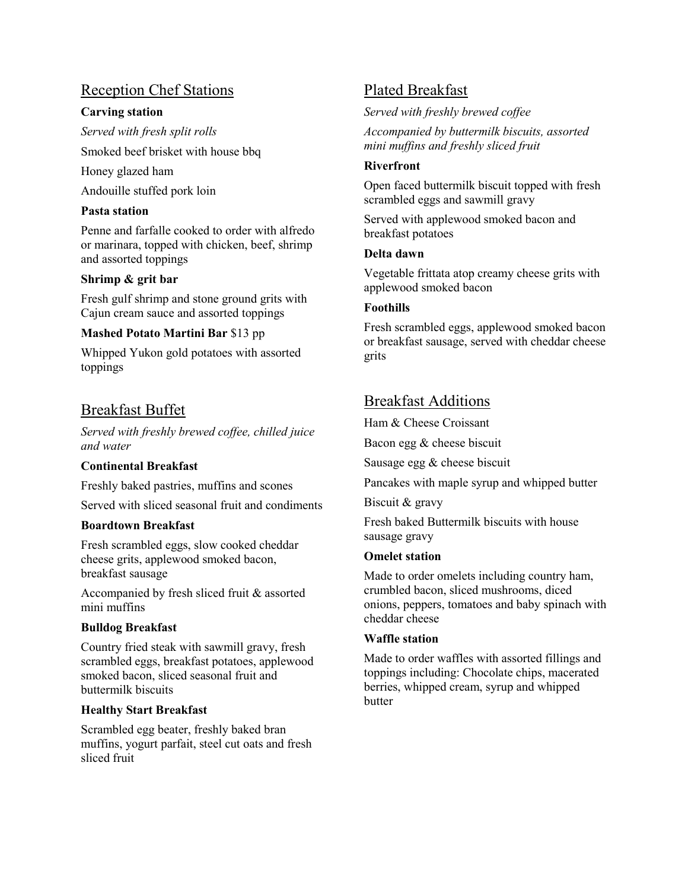## Reception Chef Stations

**Carving station**

*Served with fresh split rolls*

Smoked beef brisket with house bbq

Honey glazed ham

Andouille stuffed pork loin

**Pasta station**

Penne and farfalle cooked to order with alfredo or marinara, topped with chicken, beef, shrimp and assorted toppings

**Shrimp & grit bar**

Fresh gulf shrimp and stone ground grits with Cajun cream sauce and assorted toppings

**Mashed Potato Martini Bar** $13 pp

Whipped Yukon gold potatoes with assorted toppings

## Breakfast Buffet

*Served with freshly brewed coffee, chilled juice and water*

**Continental Breakfast**

Freshly baked pastries, muffins and scones

Served with sliced seasonal fruit and condiments

**Boardtown Breakfast**

Fresh scrambled eggs, slow cooked cheddar cheese grits, applewood smoked bacon, breakfast sausage

Accompanied by fresh sliced fruit & assorted mini muffins

**Bulldog Breakfast**

Country fried steak with sawmill gravy, fresh scrambled eggs, breakfast potatoes, applewood smoked bacon, sliced seasonal fruit and buttermilk biscuits

**Healthy Start Breakfast**

Scrambled egg beater, freshly baked bran muffins, yogurt parfait, steel cut oats and fresh sliced fruit

## Plated Breakfast

*Served with freshly brewed coffee*

*Accompanied by buttermilk biscuits, assorted mini muffins and freshly sliced fruit*

**Riverfront**

Open faced buttermilk biscuit topped with fresh scrambled eggs and sawmill gravy

Served with applewood smoked bacon and breakfast potatoes

**Delta dawn**

Vegetable frittata atop creamy cheese grits with applewood smoked bacon

**Foothills**

Fresh scrambled eggs, applewood smoked bacon or breakfast sausage, served with cheddar cheese grits

## Breakfast Additions

Ham & Cheese Croissant

Bacon egg & cheese biscuit

Sausage egg & cheese biscuit

Pancakes with maple syrup and whipped butter

Biscuit & gravy

Fresh baked Buttermilk biscuits with house sausage gravy

**Omelet station**

Made to order omelets including country ham, crumbled bacon, sliced mushrooms, diced onions, peppers, tomatoes and baby spinach with cheddar cheese

**Waffle station**

Made to order waffles with assorted fillings and toppings including: Chocolate chips, macerated berries, whipped cream, syrup and whipped butter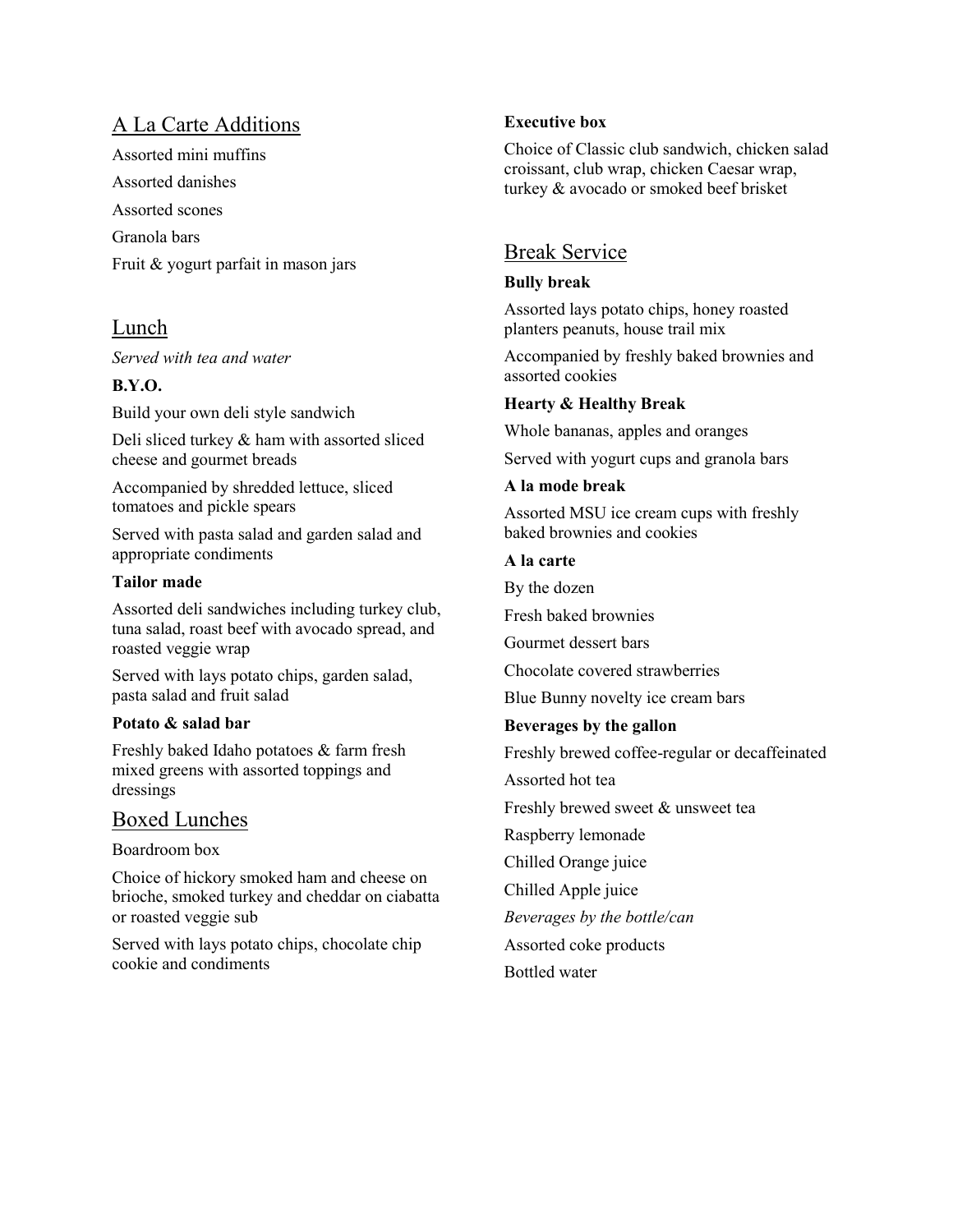## A La Carte Additions

Assorted mini muffins

Assorted danishes

Assorted scones

Granola bars

Fruit & yogurt parfait in mason jars

## Lunch

*Served with tea and water*

**B.Y.O.**

Build your own deli style sandwich

Deli sliced turkey & ham with assorted sliced cheese and gourmet breads

Accompanied by shredded lettuce, sliced tomatoes and pickle spears

Served with pasta salad and garden salad and appropriate condiments

**Tailor made**

Assorted deli sandwiches including turkey club, tuna salad, roast beef with avocado spread, and roasted veggie wrap

Served with lays potato chips, garden salad, pasta salad and fruit salad

**Potato & salad bar**

Freshly baked Idaho potatoes & farm fresh mixed greens with assorted toppings and dressings

## Boxed Lunches

Boardroom box

Choice of hickory smoked ham and cheese on brioche, smoked turkey and cheddar on ciabatta or roasted veggie sub

Served with lays potato chips, chocolate chip cookie and condiments

**Executive box**

Choice of Classic club sandwich, chicken salad croissant, club wrap, chicken Caesar wrap, turkey & avocado or smoked beef brisket

## Break Service

**Bully break**

Assorted lays potato chips, honey roasted planters peanuts, house trail mix

Accompanied by freshly baked brownies and assorted cookies

**Hearty & Healthy Break**

Whole bananas, apples and oranges

Served with yogurt cups and granola bars

**A la mode break**

Assorted MSU ice cream cups with freshly baked brownies and cookies

**A la carte**

By the dozen

Fresh baked brownies

Gourmet dessert bars

Chocolate covered strawberries

Blue Bunny novelty ice cream bars

**Beverages by the gallon**

Freshly brewed coffee-regular or decaffeinated

Assorted hot tea

Freshly brewed sweet & unsweet tea

Raspberry lemonade

Chilled Orange juice

Chilled Apple juice

*Beverages by the bottle/can*

Assorted coke products

Bottled water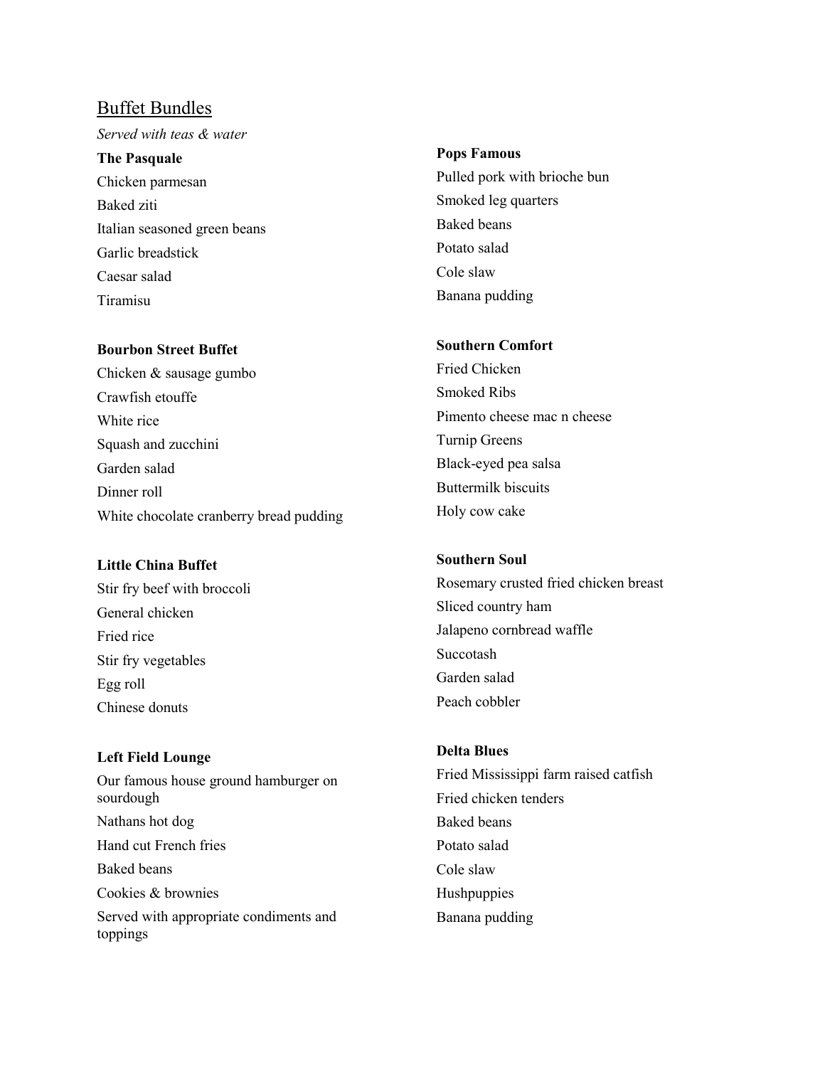## Buffet Bundles

*Served with teas & water*

**The Pasquale**

Chicken parmesan

Baked ziti

Italian seasoned green beans

Garlic breadstick

Caesar salad

Tiramisu

**Bourbon Street Buffet**

Chicken & sausage gumbo

Crawfish etouffe

White rice

Squash and zucchini

Garden salad

Dinner roll

White chocolate cranberry bread pudding

**Little China Buffet**

Stir fry beef with broccoli

General chicken

Fried rice

Stir fry vegetables

Egg roll

Chinese donuts

**Left Field Lounge**

Our famous house ground hamburger on sourdough

Nathans hot dog

Hand cut French fries

Baked beans

Cookies & brownies

Served with appropriate condiments and toppings

**Pops Famous**

Pulled pork with brioche bun

Smoked leg quarters

Baked beans

Potato salad

Cole slaw

Banana pudding

**Southern Comfort**

Fried Chicken

Smoked Ribs

Pimento cheese mac n cheese

Turnip Greens

Black-eyed pea salsa

Buttermilk biscuits

Holy cow cake

**Southern Soul**

Rosemary crusted fried chicken breast

Sliced country ham

Jalapeno cornbread waffle

Succotash

Garden salad

Peach cobbler

**Delta Blues**

Fried Mississippi farm raised catfish

Fried chicken tenders

Baked beans

Potato salad

Cole slaw

Hushpuppies

Banana pudding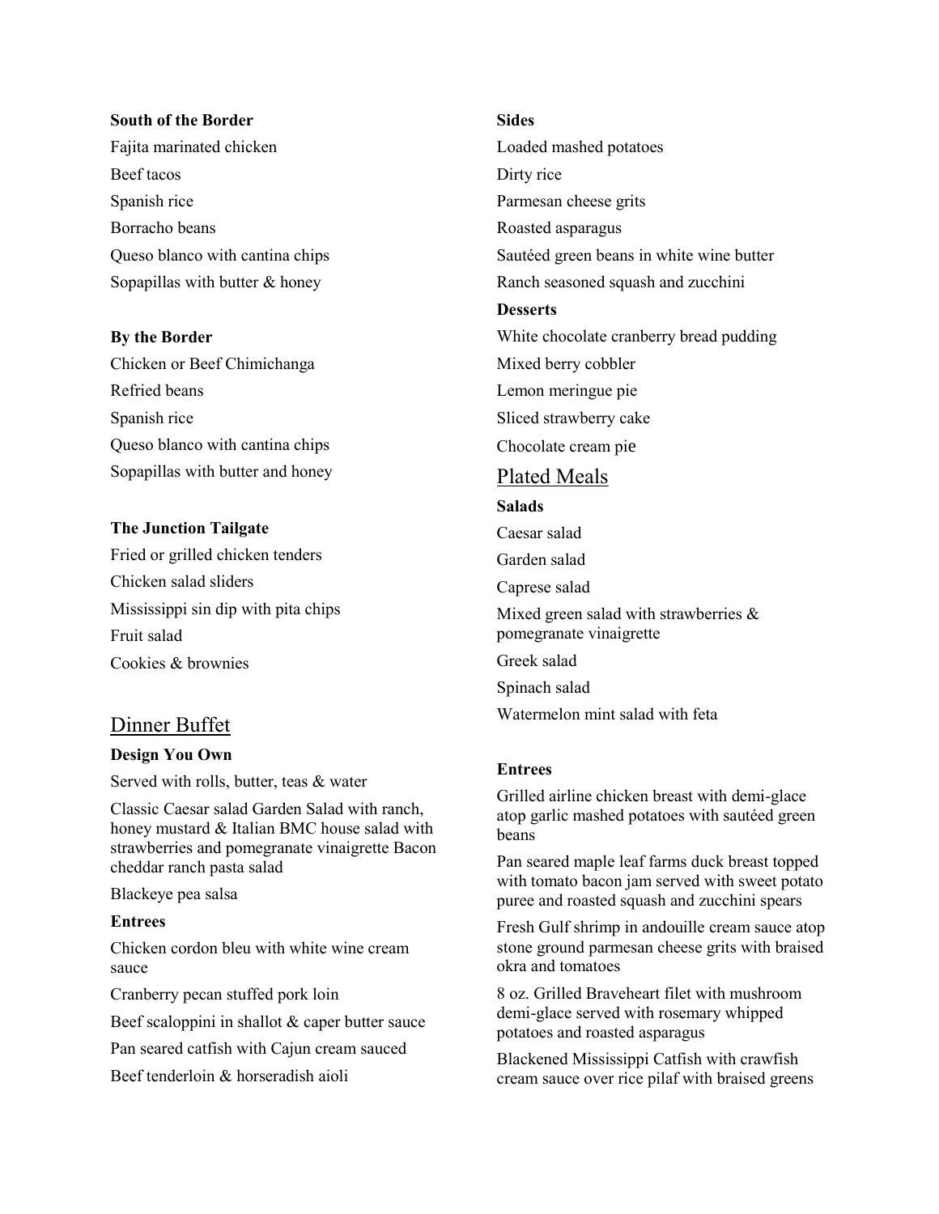**South of the Border**

Fajita marinated chicken

Beef tacos

Spanish rice

Borracho beans

Queso blanco with cantina chips

Sopapillas with butter & honey

**By the Border**

Chicken or Beef Chimichanga

Refried beans

Spanish rice

Queso blanco with cantina chips

Sopapillas with butter and honey

**The Junction Tailgate**

Fried or grilled chicken tenders

Chicken salad sliders

Mississippi sin dip with pita chips

Fruit salad

Cookies & brownies

## Dinner Buffet

**Design You Own**

Served with rolls, butter, teas & water

Classic Caesar salad Garden Salad with ranch, honey mustard & Italian BMC house salad with strawberries and pomegranate vinaigrette Bacon cheddar ranch pasta salad

Blackeye pea salsa

**Entrees**

Chicken cordon bleu with white wine cream sauce

Cranberry pecan stuffed pork loin

Beef scaloppini in shallot & caper butter sauce

Pan seared catfish with Cajun cream sauced

Beef tenderloin & horseradish aioli

**Sides**

Loaded mashed potatoes

Dirty rice

Parmesan cheese grits

Roasted asparagus

Sautéed green beans in white wine butter

Ranch seasoned squash and zucchini

**Desserts**

White chocolate cranberry bread pudding

Mixed berry cobbler

Lemon meringue pie

Sliced strawberry cake

Chocolate cream pie

## Plated Meals

**Salads**

Caesar salad

Garden salad

Caprese salad

Mixed green salad with strawberries & pomegranate vinaigrette

Greek salad

Spinach salad

Watermelon mint salad with feta

**Entrees**

Grilled airline chicken breast with demi-glace atop garlic mashed potatoes with sautéed green beans

Pan seared maple leaf farms duck breast topped with tomato bacon jam served with sweet potato puree and roasted squash and zucchini spears

Fresh Gulf shrimp in andouille cream sauce atop stone ground parmesan cheese grits with braised okra and tomatoes

8 oz. Grilled Braveheart filet with mushroom demi-glace served with rosemary whipped potatoes and roasted asparagus

Blackened Mississippi Catfish with crawfish cream sauce over rice pilaf with braised greens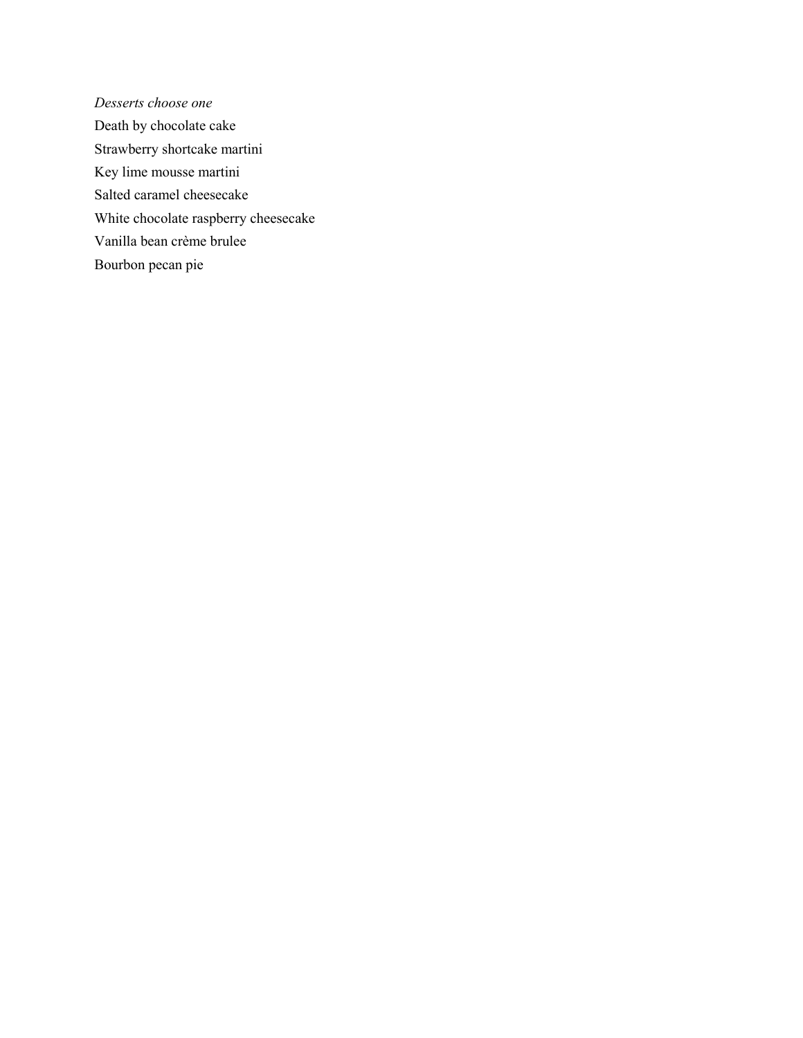*Desserts choose one*

Death by chocolate cake

Strawberry shortcake martini

Key lime mousse martini

Salted caramel cheesecake

White chocolate raspberry cheesecake

Vanilla bean crème brulee

Bourbon pecan pie